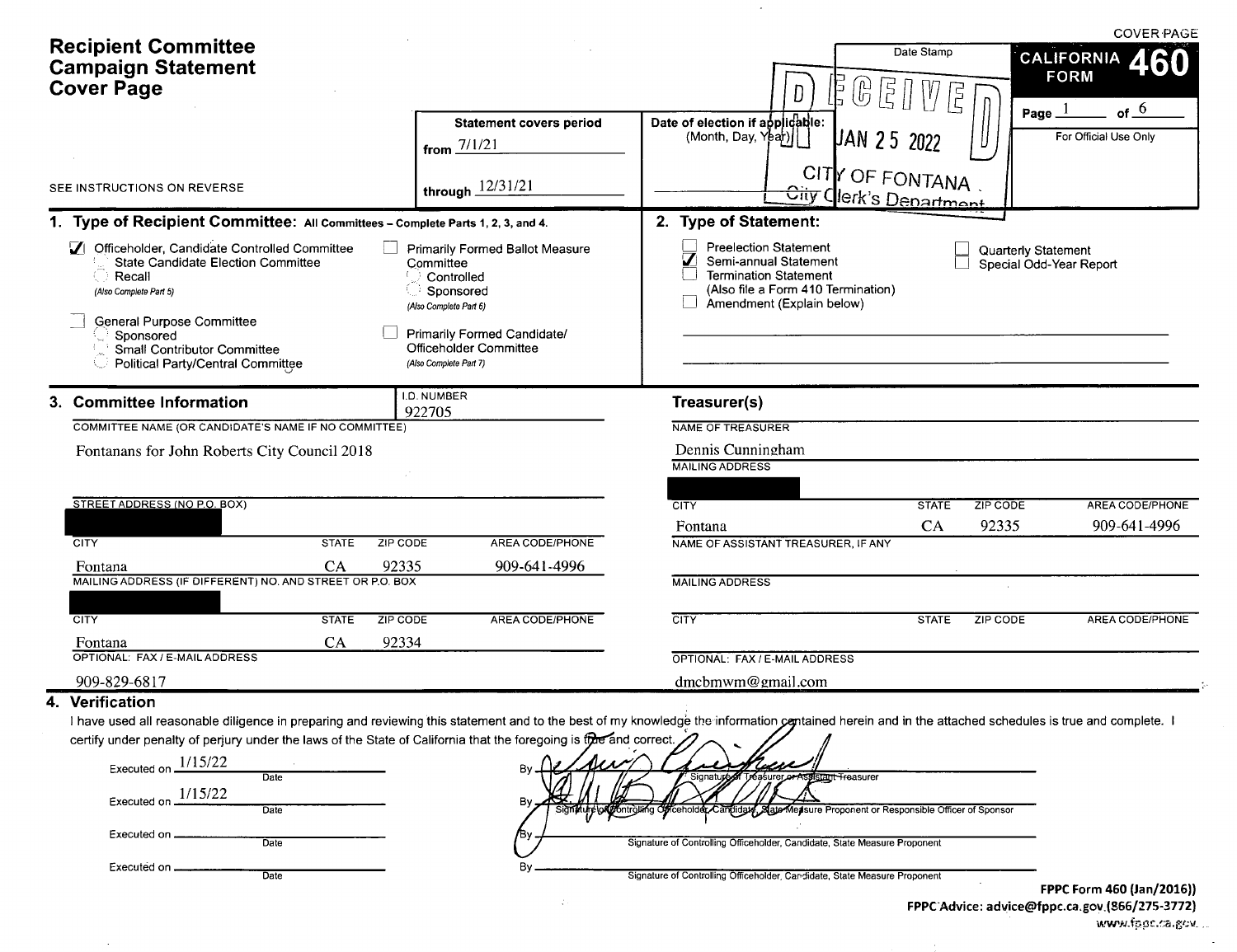COVER PAGE

# Recipient Committee Campaign Statement Cover Page

**CALIFORNIA FORM 460**

Page 1 of 6

For Official Use Only

SEE INSTRUCTIONS ON REVERSE

**Statement covers period**

from 7/1/21

through 12/31/21

**Date of election if applicable:** (Month, Day, Year)

Date Stamp

RECEIVED JAN 25 2022 CITY OF FONTANA City Clerk's Department

## 1. Type of Recipient Committee: All Committees – Complete Parts 1, 2, 3, and 4.

- [x] Officeholder, Candidate Controlled Committee
  - [ ] State Candidate Election Committee
  - [ ] Recall (Also Complete Part 5)
- [ ] General Purpose Committee
  - [ ] Sponsored
  - [ ] Small Contributor Committee
  - [ ] Political Party/Central Committee
- [ ] Primarily Formed Ballot Measure Committee
  - [ ] Controlled
  - [ ] Sponsored (Also Complete Part 6)
- [ ] Primarily Formed Candidate/Officeholder Committee (Also Complete Part 7)

## 2. Type of Statement:

- [ ] Preelection Statement
- [x] Semi-annual Statement
- [ ] Termination Statement (Also file a Form 410 Termination)
- [ ] Amendment (Explain below)
- [ ] Quarterly Statement
- [ ] Special Odd-Year Report

## 3. Committee Information

I.D. NUMBER: 922705

COMMITTEE NAME (OR CANDIDATE'S NAME IF NO COMMITTEE): Fontanans for John Roberts City Council 2018

| STREET ADDRESS (NO P.O. BOX) | | | |
|---|---|---|---|
| [redacted] | | | |
| **CITY** | **STATE** | **ZIP CODE** | **AREA CODE/PHONE** |
| Fontana | CA | 92335 | 909-641-4996 |

| MAILING ADDRESS (IF DIFFERENT) NO. AND STREET OR P.O. BOX | | | |
|---|---|---|---|
| [redacted] | | | |
| **CITY** | **STATE** | **ZIP CODE** | **AREA CODE/PHONE** |
| Fontana | CA | 92334 | |

OPTIONAL: FAX / E-MAIL ADDRESS: 909-829-6817

### Treasurer(s)

NAME OF TREASURER: Dennis Cunningham

| MAILING ADDRESS | | | |
|---|---|---|---|
| [redacted] | | | |
| **CITY** | **STATE** | **ZIP CODE** | **AREA CODE/PHONE** |
| Fontana | CA | 92335 | 909-641-4996 |

NAME OF ASSISTANT TREASURER, IF ANY:

| MAILING ADDRESS | | | |
|---|---|---|---|
| **CITY** | **STATE** | **ZIP CODE** | **AREA CODE/PHONE** |
| | | | |

OPTIONAL: FAX / E-MAIL ADDRESS: dmcbmwm@gmail.com

## 4. Verification

I have used all reasonable diligence in preparing and reviewing this statement and to the best of my knowledge the information contained herein and in the attached schedules is true and complete. I certify under penalty of perjury under the laws of the State of California that the foregoing is true and correct.

Executed on 1/15/22 Date — By [signature] Signature of Treasurer or Assistant Treasurer

Executed on 1/15/22 Date — By [signature] Signature of Controlling Officeholder, Candidate, State Measure Proponent or Responsible Officer of Sponsor

Executed on ________ Date — By ________ Signature of Controlling Officeholder, Candidate, State Measure Proponent

Executed on ________ Date — By ________ Signature of Controlling Officeholder, Candidate, State Measure Proponent

FPPC Form 460 (Jan/2016))
FPPC Advice: advice@fppc.ca.gov (866/275-3772)
www.fppc.ca.gov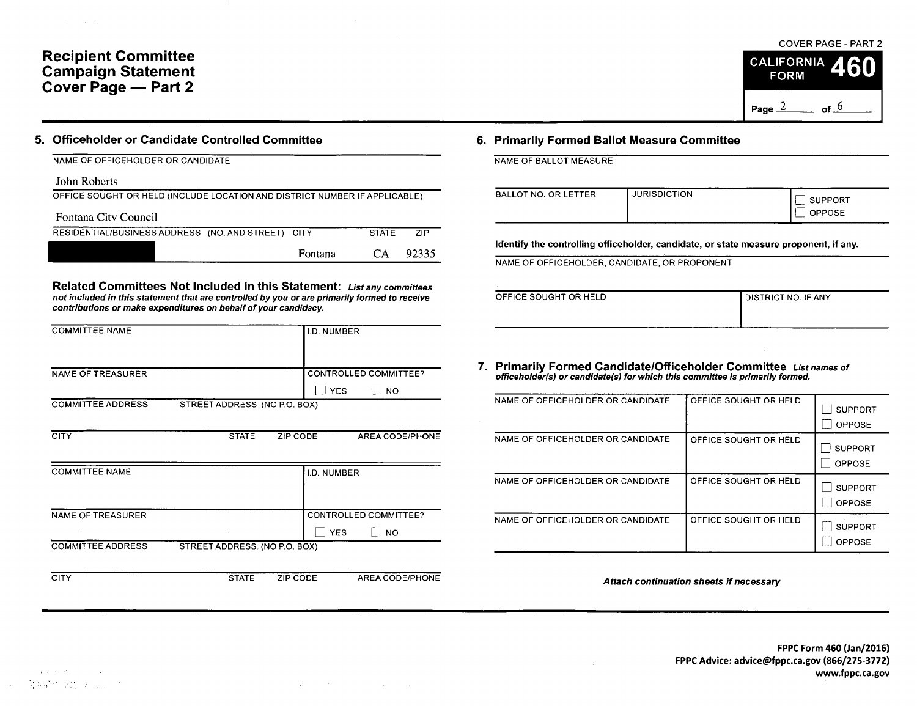# Recipient Committee Campaign Statement Cover Page — Part 2

COVER PAGE - PART 2

**CALIFORNIA FORM 460**

Page 2 of 6

## 5. Officeholder or Candidate Controlled Committee

| NAME OF OFFICEHOLDER OR CANDIDATE | | | |
|---|---|---|---|
| John Roberts | | | |
| **OFFICE SOUGHT OR HELD (INCLUDE LOCATION AND DISTRICT NUMBER IF APPLICABLE)** | | | |
| Fontana City Council | | | |
| **RESIDENTIAL/BUSINESS ADDRESS (NO. AND STREET)** | **CITY** | **STATE** | **ZIP** |
| [REDACTED] | Fontana | CA | 92335 |

### Related Committees Not Included in this Statement:

*List any committees not included in this statement that are controlled by you or are primarily formed to receive contributions or make expenditures on behalf of your candidacy.*

| COMMITTEE NAME | | | I.D. NUMBER |
|---|---|---|---|
| | | | |
| NAME OF TREASURER | | | CONTROLLED COMMITTEE? ☐ YES ☐ NO |
| COMMITTEE ADDRESS | STREET ADDRESS (NO P.O. BOX) | | |
| CITY | STATE | ZIP CODE | AREA CODE/PHONE |

| COMMITTEE NAME | | | I.D. NUMBER |
|---|---|---|---|
| | | | |
| NAME OF TREASURER | | | CONTROLLED COMMITTEE? ☐ YES ☐ NO |
| COMMITTEE ADDRESS | STREET ADDRESS (NO P.O. BOX) | | |
| CITY | STATE | ZIP CODE | AREA CODE/PHONE |

## 6. Primarily Formed Ballot Measure Committee

NAME OF BALLOT MEASURE

| BALLOT NO. OR LETTER | JURISDICTION | ☐ SUPPORT ☐ OPPOSE |
|---|---|---|
| | | |

**Identify the controlling officeholder, candidate, or state measure proponent, if any.**

NAME OF OFFICEHOLDER, CANDIDATE, OR PROPONENT

| OFFICE SOUGHT OR HELD | DISTRICT NO. IF ANY |
|---|---|
| | |

## 7. Primarily Formed Candidate/Officeholder Committee

*List names of officeholder(s) or candidate(s) for which this committee is primarily formed.*

| NAME OF OFFICEHOLDER OR CANDIDATE | OFFICE SOUGHT OR HELD | ☐ SUPPORT ☐ OPPOSE |
|---|---|---|
| NAME OF OFFICEHOLDER OR CANDIDATE | OFFICE SOUGHT OR HELD | ☐ SUPPORT ☐ OPPOSE |
| NAME OF OFFICEHOLDER OR CANDIDATE | OFFICE SOUGHT OR HELD | ☐ SUPPORT ☐ OPPOSE |
| NAME OF OFFICEHOLDER OR CANDIDATE | OFFICE SOUGHT OR HELD | ☐ SUPPORT ☐ OPPOSE |

***Attach continuation sheets if necessary***

**FPPC Form 460 (Jan/2016)**
**FPPC Advice: advice@fppc.ca.gov (866/275-3772)**
**www.fppc.ca.gov**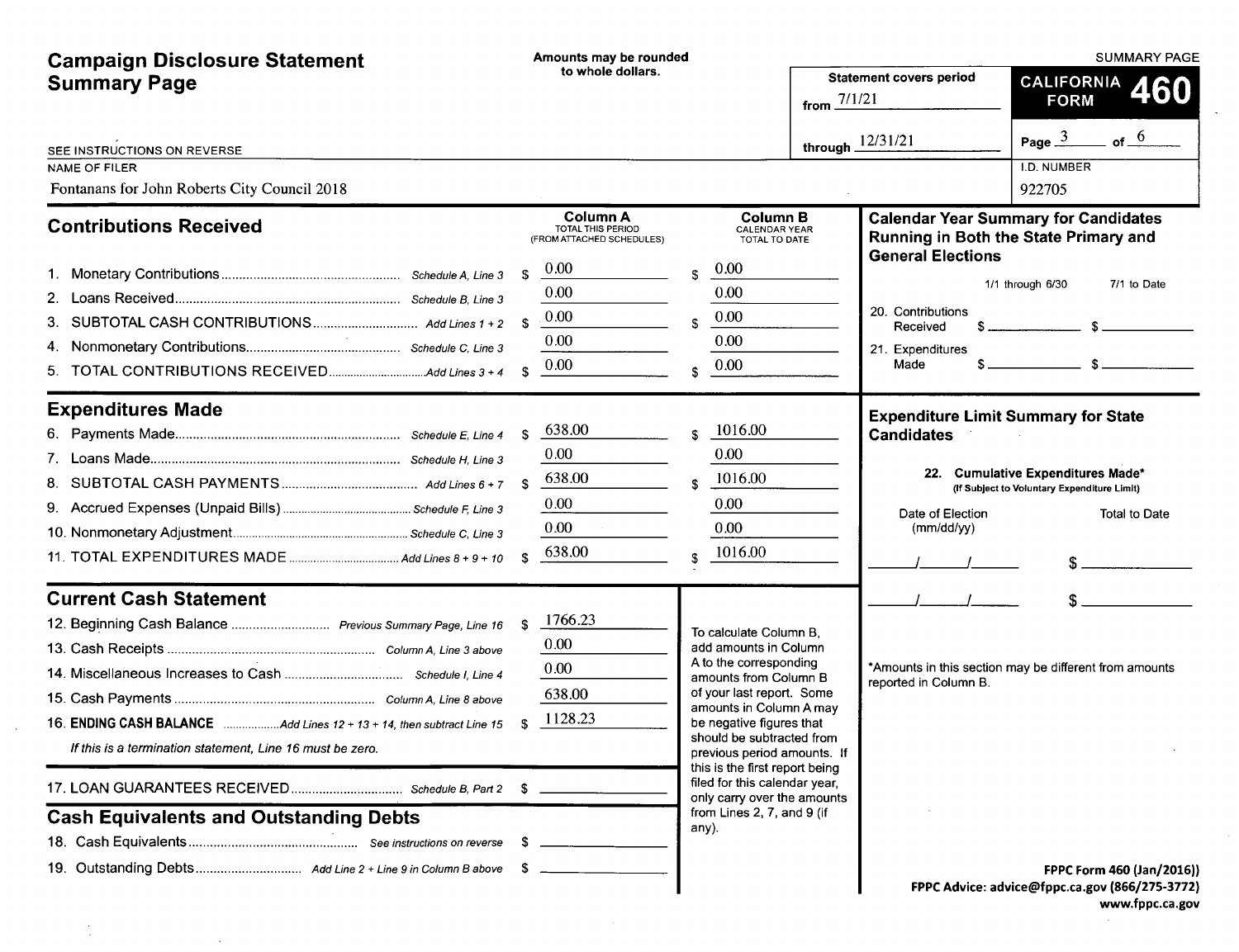# Campaign Disclosure Statement Summary Page

Amounts may be rounded to whole dollars.

SUMMARY PAGE

**CALIFORNIA FORM 460**

Statement covers period from 7/1/21 through 12/31/21

SEE INSTRUCTIONS ON REVERSE

NAME OF FILER: Fontanans for John Roberts City Council 2018

I.D. NUMBER: 922705

## Contributions Received

| | | Column A TOTAL THIS PERIOD (FROM ATTACHED SCHEDULES) | Column B CALENDAR YEAR TOTAL TO DATE |
|---|---|---|---|
| 1. Monetary Contributions | Schedule A, Line 3 | $ 0.00 | $ 0.00 |
| 2. Loans Received | Schedule B, Line 3 | 0.00 | 0.00 |
| 3. SUBTOTAL CASH CONTRIBUTIONS | Add Lines 1 + 2 | $ 0.00 | $ 0.00 |
| 4. Nonmonetary Contributions | Schedule C, Line 3 | 0.00 | 0.00 |
| 5. TOTAL CONTRIBUTIONS RECEIVED | Add Lines 3 + 4 | $ 0.00 | $ 0.00 |

## Expenditures Made

| | | Column A | Column B |
|---|---|---|---|
| 6. Payments Made | Schedule E, Line 4 | $ 638.00 | $ 1016.00 |
| 7. Loans Made | Schedule H, Line 3 | 0.00 | 0.00 |
| 8. SUBTOTAL CASH PAYMENTS | Add Lines 6 + 7 | $ 638.00 | $ 1016.00 |
| 9. Accrued Expenses (Unpaid Bills) | Schedule F, Line 3 | 0.00 | 0.00 |
| 10. Nonmonetary Adjustment | Schedule C, Line 3 | 0.00 | 0.00 |
| 11. TOTAL EXPENDITURES MADE | Add Lines 8 + 9 + 10 | $ 638.00 | $ 1016.00 |

## Current Cash Statement

| | | |
|---|---|---|
| 12. Beginning Cash Balance | Previous Summary Page, Line 16 | $ 1766.23 |
| 13. Cash Receipts | Column A, Line 3 above | 0.00 |
| 14. Miscellaneous Increases to Cash | Schedule I, Line 4 | 0.00 |
| 15. Cash Payments | Column A, Line 8 above | 638.00 |
| **16. ENDING CASH BALANCE** | Add Lines 12 + 13 + 14, then subtract Line 15 | $ 1128.23 |

*If this is a termination statement, Line 16 must be zero.*

17. LOAN GUARANTEES RECEIVED — Schedule B, Part 2 — $ ______

To calculate Column B, add amounts in Column A to the corresponding amounts from Column B of your last report. Some amounts in Column A may be negative figures that should be subtracted from previous period amounts. If this is the first report being filed for this calendar year, only carry over the amounts from Lines 2, 7, and 9 (if any).

## Cash Equivalents and Outstanding Debts

18. Cash Equivalents — See instructions on reverse — $ ______

19. Outstanding Debts — Add Line 2 + Line 9 in Column B above — $ ______

## Calendar Year Summary for Candidates Running in Both the State Primary and General Elections

| | 1/1 through 6/30 | 7/1 to Date |
|---|---|---|
| 20. Contributions Received | $ | $ |
| 21. Expenditures Made | $ | $ |

## Expenditure Limit Summary for State Candidates

**22. Cumulative Expenditures Made*** (If Subject to Voluntary Expenditure Limit)

| Date of Election (mm/dd/yy) | Total to Date |
|---|---|
| __/__/__ | $ |
| __/__/__ | $ |

*Amounts in this section may be different from amounts reported in Column B.

FPPC Form 460 (Jan/2016))
FPPC Advice: advice@fppc.ca.gov (866/275-3772)
www.fppc.ca.gov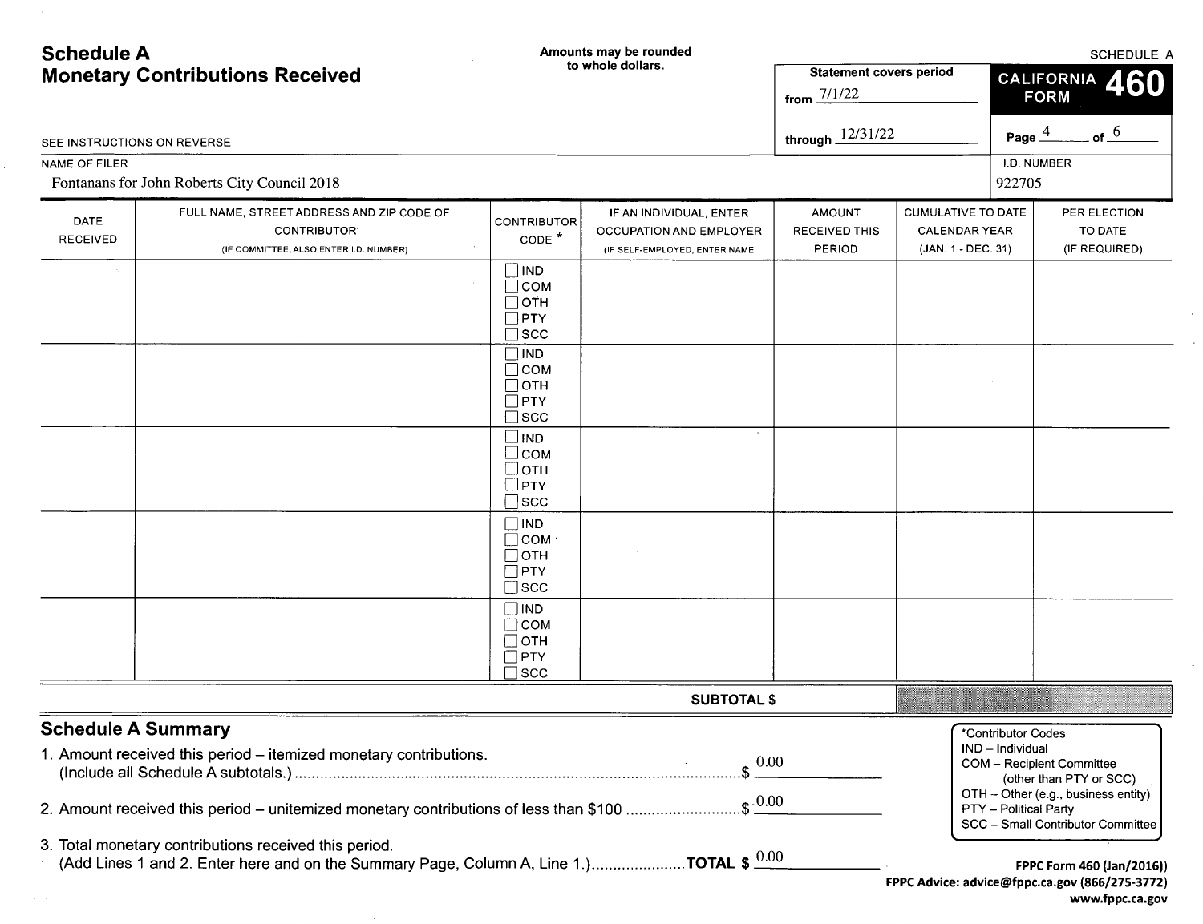# Schedule A
## Monetary Contributions Received

Amounts may be rounded to whole dollars.

SCHEDULE A

**CALIFORNIA FORM 460**

Statement covers period from 7/1/22 through 12/31/22

SEE INSTRUCTIONS ON REVERSE

NAME OF FILER: Fontanans for John Roberts City Council 2018

I.D. NUMBER: 922705

| DATE RECEIVED | FULL NAME, STREET ADDRESS AND ZIP CODE OF CONTRIBUTOR (IF COMMITTEE, ALSO ENTER I.D. NUMBER) | CONTRIBUTOR CODE * | IF AN INDIVIDUAL, ENTER OCCUPATION AND EMPLOYER (IF SELF-EMPLOYED, ENTER NAME | AMOUNT RECEIVED THIS PERIOD | CUMULATIVE TO DATE CALENDAR YEAR (JAN. 1 - DEC. 31) | PER ELECTION TO DATE (IF REQUIRED) |
|---|---|---|---|---|---|---|
| | | ☐ IND ☐ COM ☐ OTH ☐ PTY ☐ SCC | | | | |
| | | ☐ IND ☐ COM ☐ OTH ☐ PTY ☐ SCC | | | | |
| | | ☐ IND ☐ COM ☐ OTH ☐ PTY ☐ SCC | | | | |
| | | ☐ IND ☐ COM ☐ OTH ☐ PTY ☐ SCC | | | | |
| | | ☐ IND ☐ COM ☐ OTH ☐ PTY ☐ SCC | | | | |
| | | | SUBTOTAL $ | | | |

## Schedule A Summary

1. Amount received this period – itemized monetary contributions. (Include all Schedule A subtotals.) ........ $ 0.00
2. Amount received this period – unitemized monetary contributions of less than $100 ........ $ 0.00
3. Total monetary contributions received this period. (Add Lines 1 and 2. Enter here and on the Summary Page, Column A, Line 1.) ........ **TOTAL $** 0.00

*Contributor Codes
- IND – Individual
- COM – Recipient Committee (other than PTY or SCC)
- OTH – Other (e.g., business entity)
- PTY – Political Party
- SCC – Small Contributor Committee

FPPC Form 460 (Jan/2016))
FPPC Advice: advice@fppc.ca.gov (866/275-3772)
www.fppc.ca.gov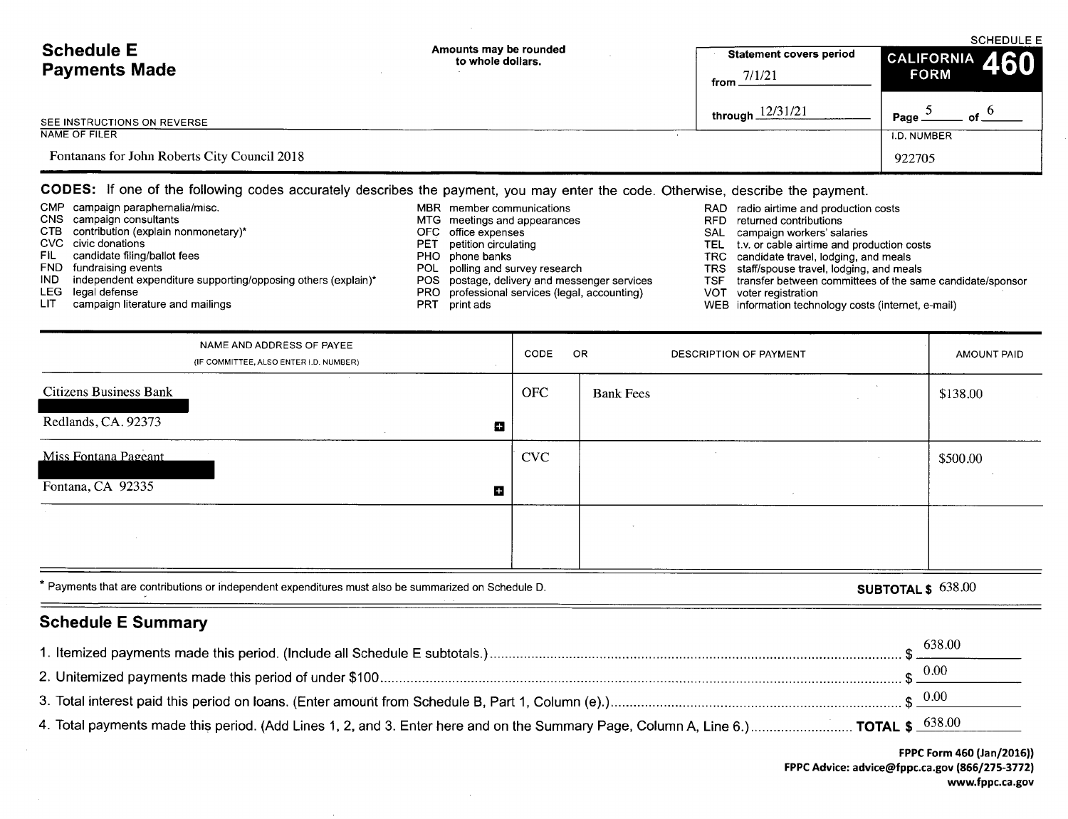# Schedule E
# Payments Made

Amounts may be rounded to whole dollars.

| Statement covers period | |
|---|---|
| from | 7/1/21 |
| through | 12/31/21 |

SCHEDULE E

**CALIFORNIA FORM 460**

Page 5 of 6

SEE INSTRUCTIONS ON REVERSE

NAME OF FILER: Fontanans for John Roberts City Council 2018

I.D. NUMBER: 922705

**CODES:** If one of the following codes accurately describes the payment, you may enter the code. Otherwise, describe the payment.

- CMP campaign paraphernalia/misc.
- CNS campaign consultants
- CTB contribution (explain nonmonetary)*
- CVC civic donations
- FIL candidate filing/ballot fees
- FND fundraising events
- IND independent expenditure supporting/opposing others (explain)*
- LEG legal defense
- LIT campaign literature and mailings
- MBR member communications
- MTG meetings and appearances
- OFC office expenses
- PET petition circulating
- PHO phone banks
- POL polling and survey research
- POS postage, delivery and messenger services
- PRO professional services (legal, accounting)
- PRT print ads
- RAD radio airtime and production costs
- RFD returned contributions
- SAL campaign workers' salaries
- TEL t.v. or cable airtime and production costs
- TRC candidate travel, lodging, and meals
- TRS staff/spouse travel, lodging, and meals
- TSF transfer between committees of the same candidate/sponsor
- VOT voter registration
- WEB information technology costs (internet, e-mail)

| NAME AND ADDRESS OF PAYEE (IF COMMITTEE, ALSO ENTER I.D. NUMBER) | CODE | OR DESCRIPTION OF PAYMENT | AMOUNT PAID |
|---|---|---|---|
| Citizens Business Bank [REDACTED] Redlands, CA. 92373 | OFC | Bank Fees | $138.00 |
| Miss Fontana Pageant [REDACTED] Fontana, CA 92335 | CVC | | $500.00 |
| | | | |

\* Payments that are contributions or independent expenditures must also be summarized on Schedule D.

**SUBTOTAL $** 638.00

## Schedule E Summary

1. Itemized payments made this period. (Include all Schedule E subtotals.) $ 638.00
2. Unitemized payments made this period of under $100 $ 0.00
3. Total interest paid this period on loans. (Enter amount from Schedule B, Part 1, Column (e).) $ 0.00
4. Total payments made this period. (Add Lines 1, 2, and 3. Enter here and on the Summary Page, Column A, Line 6.) **TOTAL $** 638.00

FPPC Form 460 (Jan/2016))
FPPC Advice: advice@fppc.ca.gov (866/275-3772)
www.fppc.ca.gov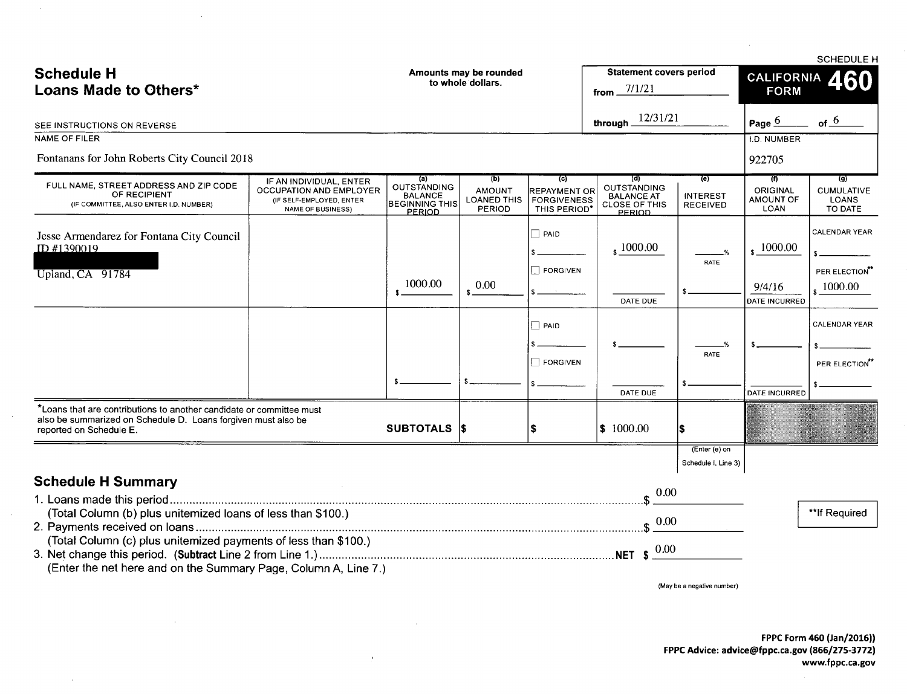SCHEDULE H

# Schedule H
## Loans Made to Others*

Amounts may be rounded to whole dollars.

Statement covers period
from 7/1/21
through 12/31/21

**CALIFORNIA FORM 460**

SEE INSTRUCTIONS ON REVERSE

NAME OF FILER: Fontanans for John Roberts City Council 2018

I.D. NUMBER: 922705

| FULL NAME, STREET ADDRESS AND ZIP CODE OF RECIPIENT (IF COMMITTEE, ALSO ENTER I.D. NUMBER) | IF AN INDIVIDUAL, ENTER OCCUPATION AND EMPLOYER (IF SELF-EMPLOYED, ENTER NAME OF BUSINESS) | (a) OUTSTANDING BALANCE BEGINNING THIS PERIOD | (b) AMOUNT LOANED THIS PERIOD | (c) REPAYMENT OR FORGIVENESS THIS PERIOD* | (d) OUTSTANDING BALANCE AT CLOSE OF THIS PERIOD | (e) INTEREST RECEIVED | (f) ORIGINAL AMOUNT OF LOAN | (g) CUMULATIVE LOANS TO DATE |
|---|---|---|---|---|---|---|---|---|
| Jesse Armendarez for Fontana City Council<br>ID #1390019<br>[REDACTED]<br>Upland, CA 91784 | | $ 1000.00 | $ 0.00 | ☐ PAID $ ☐ FORGIVEN $ | $ 1000.00<br>DATE DUE | ___% RATE<br>$ | $ 1000.00<br>9/4/16<br>DATE INCURRED | CALENDAR YEAR $<br>PER ELECTION** $ 1000.00 |
| | | $ | $ | ☐ PAID $ ☐ FORGIVEN $ | $<br>DATE DUE | ___% RATE<br>$ | $<br>DATE INCURRED | CALENDAR YEAR $<br>PER ELECTION** $ |
| | SUBTOTALS | $ | | $ | $ 1000.00 | $ | | |

*Loans that are contributions to another candidate or committee must also be summarized on Schedule D. Loans forgiven must also be reported on Schedule E.

(Enter (e) on Schedule I, Line 3)

## Schedule H Summary

1. Loans made this period ........ $ 0.00
   (Total Column (b) plus unitemized loans of less than $100.)
2. Payments received on loans ........ $ 0.00
   (Total Column (c) plus unitemized payments of less than $100.)
3. Net change this period. (**Subtract** Line 2 from Line 1.) ........ **NET** $ 0.00
   (Enter the net here and on the Summary Page, Column A, Line 7.)

(May be a negative number)

**If Required

**FPPC Form 460 (Jan/2016))**
**FPPC Advice: advice@fppc.ca.gov (866/275-3772)**
**www.fppc.ca.gov**